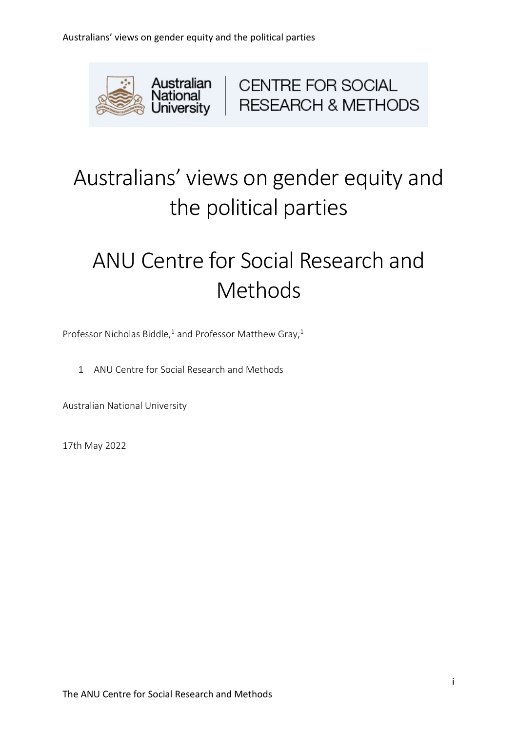# Australians' views on gender equity and the political parties

# ANU Centre for Social Research and Methods

Professor Nicholas Biddle,[1] and Professor Matthew Gray,[1]

1 ANU Centre for Social Research and Methods

Australian National University

17th May 2022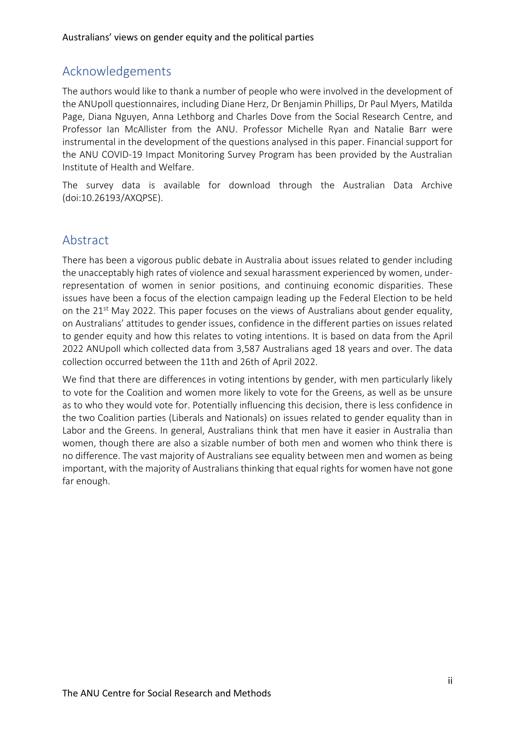## Acknowledgements

The authors would like to thank a number of people who were involved in the development of the ANUpoll questionnaires, including Diane Herz, Dr Benjamin Phillips, Dr Paul Myers, Matilda Page, Diana Nguyen, Anna Lethborg and Charles Dove from the Social Research Centre, and Professor Ian McAllister from the ANU. Professor Michelle Ryan and Natalie Barr were instrumental in the development of the questions analysed in this paper. Financial support for the ANU COVID-19 Impact Monitoring Survey Program has been provided by the Australian Institute of Health and Welfare.

The survey data is available for download through the Australian Data Archive (doi:10.26193/AXQPSE).

## Abstract

There has been a vigorous public debate in Australia about issues related to gender including the unacceptably high rates of violence and sexual harassment experienced by women, under-representation of women in senior positions, and continuing economic disparities. These issues have been a focus of the election campaign leading up the Federal Election to be held on the 21st May 2022. This paper focuses on the views of Australians about gender equality, on Australians' attitudes to gender issues, confidence in the different parties on issues related to gender equity and how this relates to voting intentions. It is based on data from the April 2022 ANUpoll which collected data from 3,587 Australians aged 18 years and over. The data collection occurred between the 11th and 26th of April 2022.

We find that there are differences in voting intentions by gender, with men particularly likely to vote for the Coalition and women more likely to vote for the Greens, as well as be unsure as to who they would vote for. Potentially influencing this decision, there is less confidence in the two Coalition parties (Liberals and Nationals) on issues related to gender equality than in Labor and the Greens. In general, Australians think that men have it easier in Australia than women, though there are also a sizable number of both men and women who think there is no difference. The vast majority of Australians see equality between men and women as being important, with the majority of Australians thinking that equal rights for women have not gone far enough.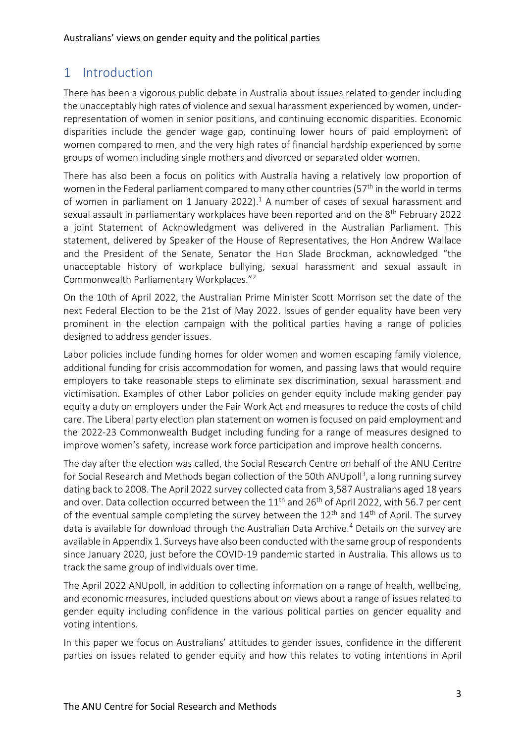# 1 Introduction

There has been a vigorous public debate in Australia about issues related to gender including the unacceptably high rates of violence and sexual harassment experienced by women, under-representation of women in senior positions, and continuing economic disparities. Economic disparities include the gender wage gap, continuing lower hours of paid employment of women compared to men, and the very high rates of financial hardship experienced by some groups of women including single mothers and divorced or separated older women.

There has also been a focus on politics with Australia having a relatively low proportion of women in the Federal parliament compared to many other countries (57th in the world in terms of women in parliament on 1 January 2022).[1] A number of cases of sexual harassment and sexual assault in parliamentary workplaces have been reported and on the 8th February 2022 a joint Statement of Acknowledgment was delivered in the Australian Parliament. This statement, delivered by Speaker of the House of Representatives, the Hon Andrew Wallace and the President of the Senate, Senator the Hon Slade Brockman, acknowledged "the unacceptable history of workplace bullying, sexual harassment and sexual assault in Commonwealth Parliamentary Workplaces."[2]

On the 10th of April 2022, the Australian Prime Minister Scott Morrison set the date of the next Federal Election to be the 21st of May 2022. Issues of gender equality have been very prominent in the election campaign with the political parties having a range of policies designed to address gender issues.

Labor policies include funding homes for older women and women escaping family violence, additional funding for crisis accommodation for women, and passing laws that would require employers to take reasonable steps to eliminate sex discrimination, sexual harassment and victimisation. Examples of other Labor policies on gender equity include making gender pay equity a duty on employers under the Fair Work Act and measures to reduce the costs of child care. The Liberal party election plan statement on women is focused on paid employment and the 2022-23 Commonwealth Budget including funding for a range of measures designed to improve women's safety, increase work force participation and improve health concerns.

The day after the election was called, the Social Research Centre on behalf of the ANU Centre for Social Research and Methods began collection of the 50th ANUpoll[3], a long running survey dating back to 2008. The April 2022 survey collected data from 3,587 Australians aged 18 years and over. Data collection occurred between the 11th and 26th of April 2022, with 56.7 per cent of the eventual sample completing the survey between the 12th and 14th of April. The survey data is available for download through the Australian Data Archive.[4] Details on the survey are available in Appendix 1. Surveys have also been conducted with the same group of respondents since January 2020, just before the COVID-19 pandemic started in Australia. This allows us to track the same group of individuals over time.

The April 2022 ANUpoll, in addition to collecting information on a range of health, wellbeing, and economic measures, included questions about on views about a range of issues related to gender equity including confidence in the various political parties on gender equality and voting intentions.

In this paper we focus on Australians' attitudes to gender issues, confidence in the different parties on issues related to gender equity and how this relates to voting intentions in April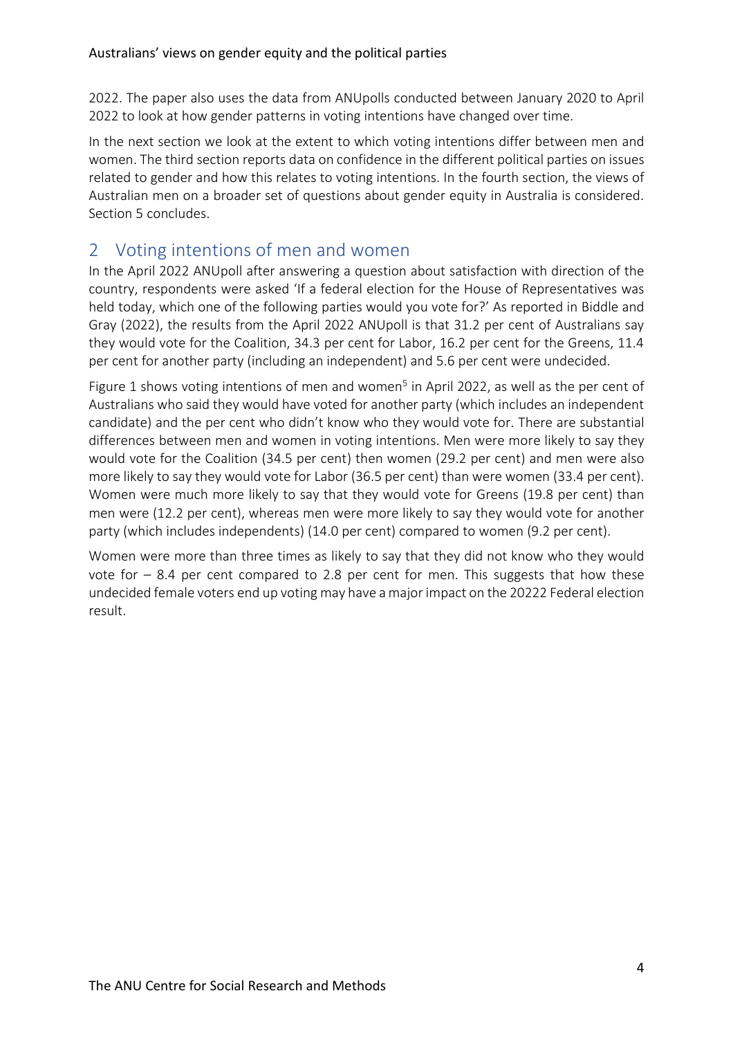2022. The paper also uses the data from ANUpolls conducted between January 2020 to April 2022 to look at how gender patterns in voting intentions have changed over time.

In the next section we look at the extent to which voting intentions differ between men and women. The third section reports data on confidence in the different political parties on issues related to gender and how this relates to voting intentions. In the fourth section, the views of Australian men on a broader set of questions about gender equity in Australia is considered. Section 5 concludes.

## 2 Voting intentions of men and women

In the April 2022 ANUpoll after answering a question about satisfaction with direction of the country, respondents were asked 'If a federal election for the House of Representatives was held today, which one of the following parties would you vote for?' As reported in Biddle and Gray (2022), the results from the April 2022 ANUpoll is that 31.2 per cent of Australians say they would vote for the Coalition, 34.3 per cent for Labor, 16.2 per cent for the Greens, 11.4 per cent for another party (including an independent) and 5.6 per cent were undecided.

Figure 1 shows voting intentions of men and women[5] in April 2022, as well as the per cent of Australians who said they would have voted for another party (which includes an independent candidate) and the per cent who didn't know who they would vote for. There are substantial differences between men and women in voting intentions. Men were more likely to say they would vote for the Coalition (34.5 per cent) then women (29.2 per cent) and men were also more likely to say they would vote for Labor (36.5 per cent) than were women (33.4 per cent). Women were much more likely to say that they would vote for Greens (19.8 per cent) than men were (12.2 per cent), whereas men were more likely to say they would vote for another party (which includes independents) (14.0 per cent) compared to women (9.2 per cent).

Women were more than three times as likely to say that they did not know who they would vote for – 8.4 per cent compared to 2.8 per cent for men. This suggests that how these undecided female voters end up voting may have a major impact on the 20222 Federal election result.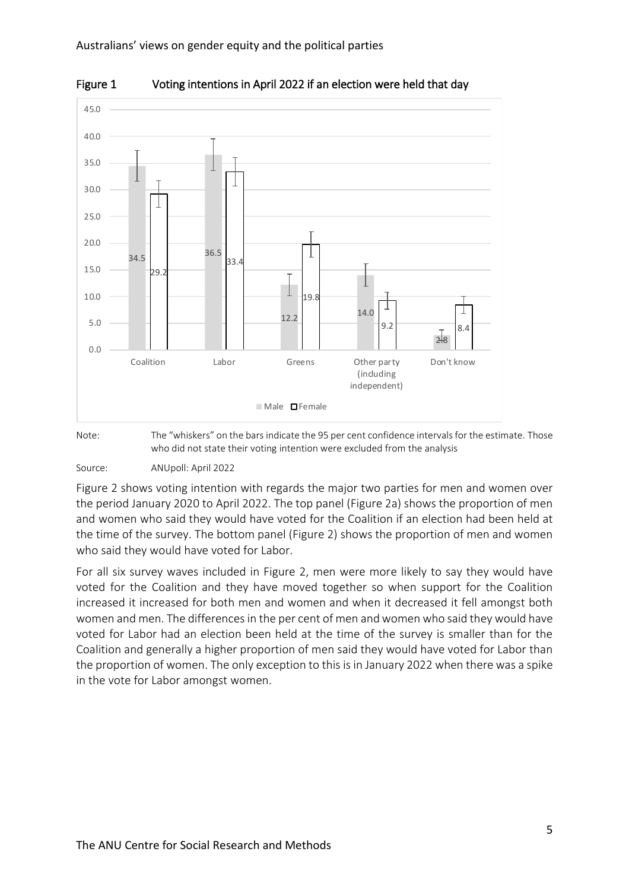Figure 1 Voting intentions in April 2022 if an election were held that day

| | Male | Female |
|---|---|---|
| Coalition | 34.5 | 29.2 |
| Labor | 36.5 | 33.4 |
| Greens | 12.2 | 19.8 |
| Other party (including independent) | 14.0 | 9.2 |
| Don't know | 2.8 | 8.4 |

Note: The "whiskers" on the bars indicate the 95 per cent confidence intervals for the estimate. Those who did not state their voting intention were excluded from the analysis

Source: ANUpoll: April 2022

Figure 2 shows voting intention with regards the major two parties for men and women over the period January 2020 to April 2022. The top panel (Figure 2a) shows the proportion of men and women who said they would have voted for the Coalition if an election had been held at the time of the survey. The bottom panel (Figure 2) shows the proportion of men and women who said they would have voted for Labor.

For all six survey waves included in Figure 2, men were more likely to say they would have voted for the Coalition and they have moved together so when support for the Coalition increased it increased for both men and women and when it decreased it fell amongst both women and men. The differences in the per cent of men and women who said they would have voted for Labor had an election been held at the time of the survey is smaller than for the Coalition and generally a higher proportion of men said they would have voted for Labor than the proportion of women. The only exception to this is in January 2022 when there was a spike in the vote for Labor amongst women.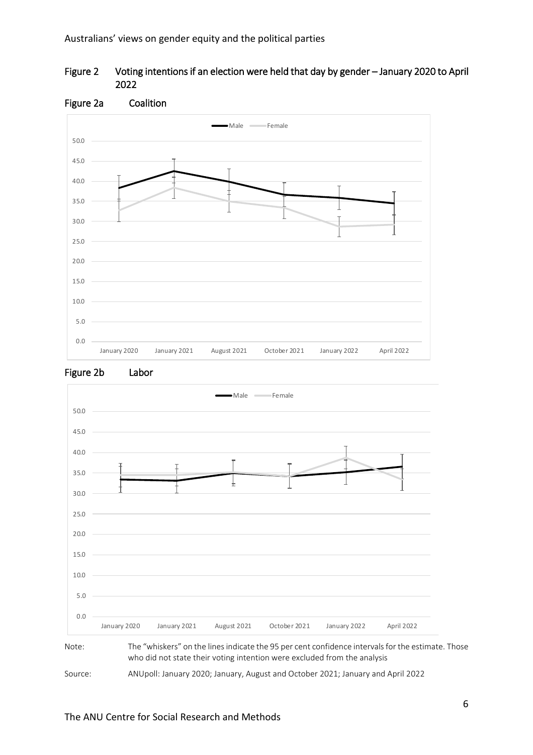## Figure 2 Voting intentions if an election were held that day by gender – January 2020 to April 2022

### Figure 2a Coalition

### Figure 2b Labor

Note: The "whiskers" on the lines indicate the 95 per cent confidence intervals for the estimate. Those who did not state their voting intention were excluded from the analysis

Source: ANUpoll: January 2020; January, August and October 2021; January and April 2022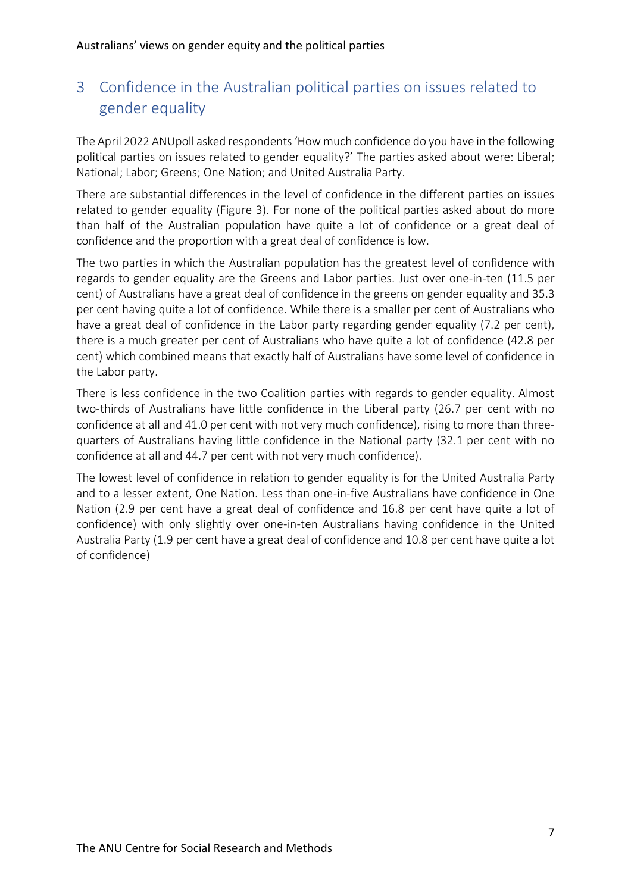## 3 Confidence in the Australian political parties on issues related to gender equality

The April 2022 ANUpoll asked respondents 'How much confidence do you have in the following political parties on issues related to gender equality?' The parties asked about were: Liberal; National; Labor; Greens; One Nation; and United Australia Party.

There are substantial differences in the level of confidence in the different parties on issues related to gender equality (Figure 3). For none of the political parties asked about do more than half of the Australian population have quite a lot of confidence or a great deal of confidence and the proportion with a great deal of confidence is low.

The two parties in which the Australian population has the greatest level of confidence with regards to gender equality are the Greens and Labor parties. Just over one-in-ten (11.5 per cent) of Australians have a great deal of confidence in the greens on gender equality and 35.3 per cent having quite a lot of confidence. While there is a smaller per cent of Australians who have a great deal of confidence in the Labor party regarding gender equality (7.2 per cent), there is a much greater per cent of Australians who have quite a lot of confidence (42.8 per cent) which combined means that exactly half of Australians have some level of confidence in the Labor party.

There is less confidence in the two Coalition parties with regards to gender equality. Almost two-thirds of Australians have little confidence in the Liberal party (26.7 per cent with no confidence at all and 41.0 per cent with not very much confidence), rising to more than three-quarters of Australians having little confidence in the National party (32.1 per cent with no confidence at all and 44.7 per cent with not very much confidence).

The lowest level of confidence in relation to gender equality is for the United Australia Party and to a lesser extent, One Nation. Less than one-in-five Australians have confidence in One Nation (2.9 per cent have a great deal of confidence and 16.8 per cent have quite a lot of confidence) with only slightly over one-in-ten Australians having confidence in the United Australia Party (1.9 per cent have a great deal of confidence and 10.8 per cent have quite a lot of confidence)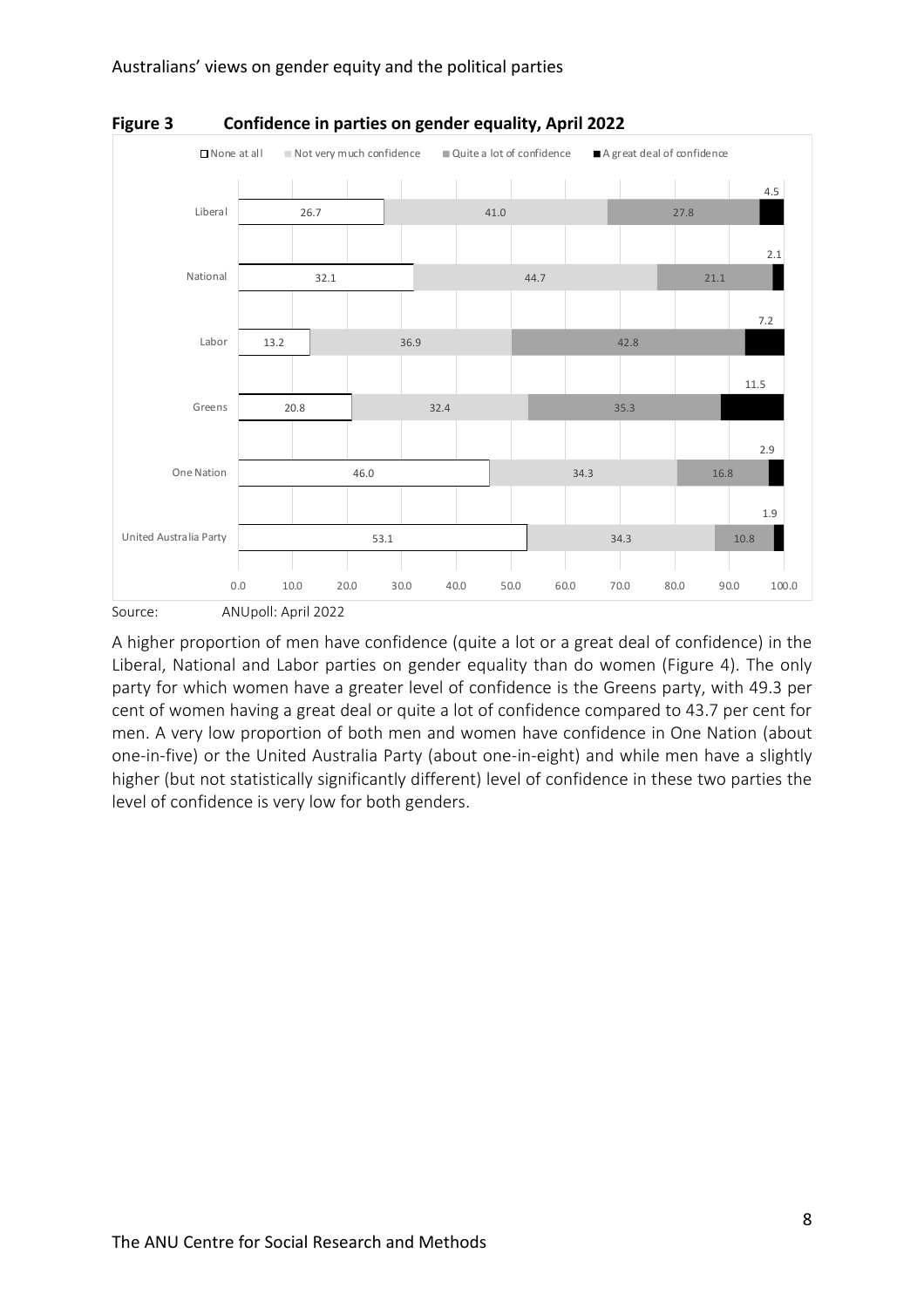**Figure 3 Confidence in parties on gender equality, April 2022**

| Party | None at all | Not very much confidence | Quite a lot of confidence | A great deal of confidence |
|---|---|---|---|---|
| Liberal | 26.7 | 41.0 | 27.8 | 4.5 |
| National | 32.1 | 44.7 | 21.1 | 2.1 |
| Labor | 13.2 | 36.9 | 42.8 | 7.2 |
| Greens | 20.8 | 32.4 | 35.3 | 11.5 |
| One Nation | 46.0 | 34.3 | 16.8 | 2.9 |
| United Australia Party | 53.1 | 34.3 | 10.8 | 1.9 |

Source: ANUpoll: April 2022

A higher proportion of men have confidence (quite a lot or a great deal of confidence) in the Liberal, National and Labor parties on gender equality than do women (Figure 4). The only party for which women have a greater level of confidence is the Greens party, with 49.3 per cent of women having a great deal or quite a lot of confidence compared to 43.7 per cent for men. A very low proportion of both men and women have confidence in One Nation (about one-in-five) or the United Australia Party (about one-in-eight) and while men have a slightly higher (but not statistically significantly different) level of confidence in these two parties the level of confidence is very low for both genders.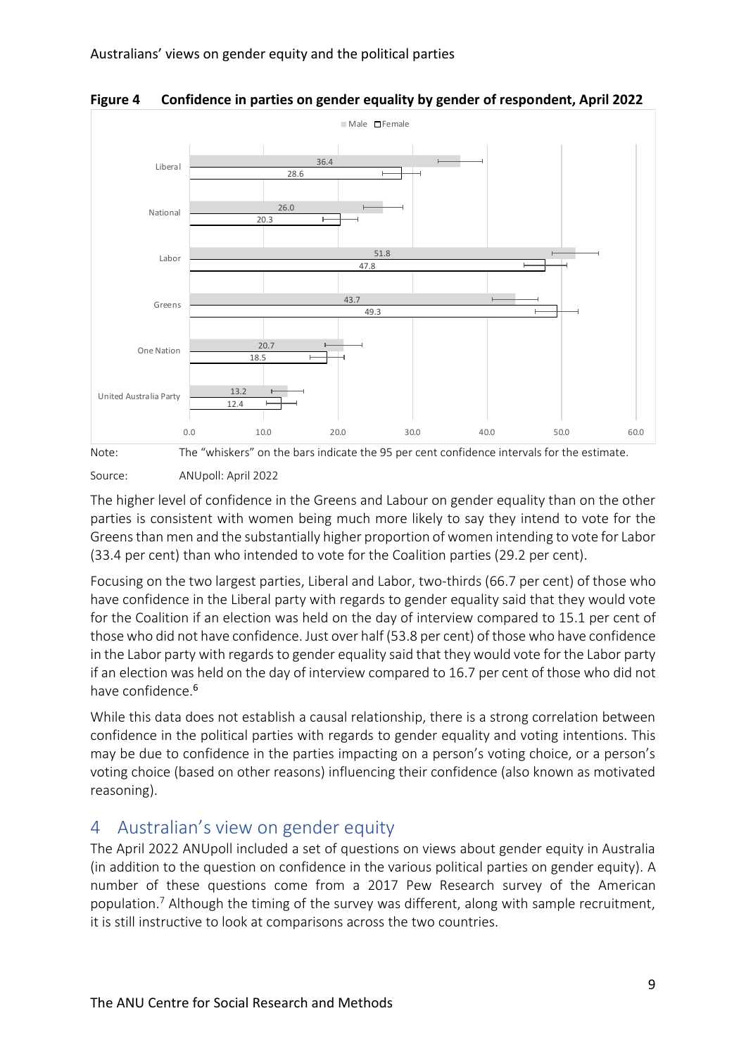**Figure 4 Confidence in parties on gender equality by gender of respondent, April 2022**

| Party | Male | Female |
| --- | --- | --- |
| Liberal | 36.4 | 28.6 |
| National | 26.0 | 20.3 |
| Labor | 51.8 | 47.8 |
| Greens | 43.7 | 49.3 |
| One Nation | 20.7 | 18.5 |
| United Australia Party | 13.2 | 12.4 |

Note: The "whiskers" on the bars indicate the 95 per cent confidence intervals for the estimate.

Source: ANUpoll: April 2022

The higher level of confidence in the Greens and Labour on gender equality than on the other parties is consistent with women being much more likely to say they intend to vote for the Greens than men and the substantially higher proportion of women intending to vote for Labor (33.4 per cent) than who intended to vote for the Coalition parties (29.2 per cent).

Focusing on the two largest parties, Liberal and Labor, two-thirds (66.7 per cent) of those who have confidence in the Liberal party with regards to gender equality said that they would vote for the Coalition if an election was held on the day of interview compared to 15.1 per cent of those who did not have confidence. Just over half (53.8 per cent) of those who have confidence in the Labor party with regards to gender equality said that they would vote for the Labor party if an election was held on the day of interview compared to 16.7 per cent of those who did not have confidence.[6]

While this data does not establish a causal relationship, there is a strong correlation between confidence in the political parties with regards to gender equality and voting intentions. This may be due to confidence in the parties impacting on a person's voting choice, or a person's voting choice (based on other reasons) influencing their confidence (also known as motivated reasoning).

## 4 Australian's view on gender equity

The April 2022 ANUpoll included a set of questions on views about gender equity in Australia (in addition to the question on confidence in the various political parties on gender equity). A number of these questions come from a 2017 Pew Research survey of the American population.[7] Although the timing of the survey was different, along with sample recruitment, it is still instructive to look at comparisons across the two countries.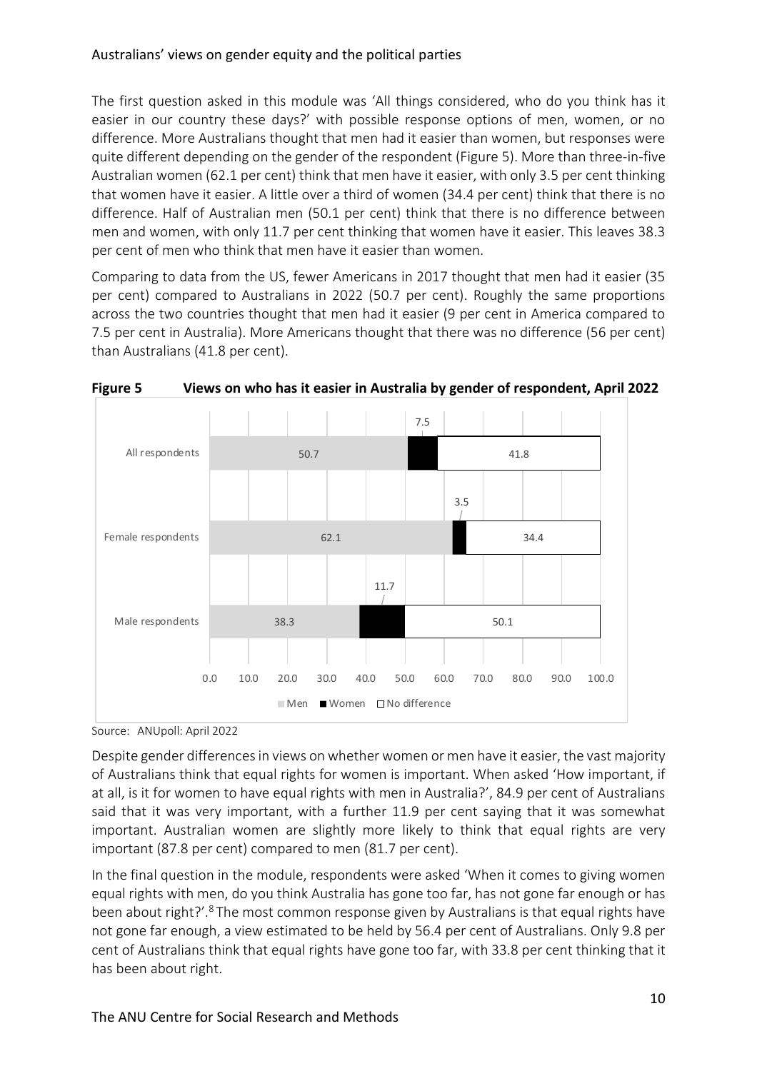The first question asked in this module was 'All things considered, who do you think has it easier in our country these days?' with possible response options of men, women, or no difference. More Australians thought that men had it easier than women, but responses were quite different depending on the gender of the respondent (Figure 5). More than three-in-five Australian women (62.1 per cent) think that men have it easier, with only 3.5 per cent thinking that women have it easier. A little over a third of women (34.4 per cent) think that there is no difference. Half of Australian men (50.1 per cent) think that there is no difference between men and women, with only 11.7 per cent thinking that women have it easier. This leaves 38.3 per cent of men who think that men have it easier than women.

Comparing to data from the US, fewer Americans in 2017 thought that men had it easier (35 per cent) compared to Australians in 2022 (50.7 per cent). Roughly the same proportions across the two countries thought that men had it easier (9 per cent in America compared to 7.5 per cent in Australia). More Americans thought that there was no difference (56 per cent) than Australians (41.8 per cent).

**Figure 5 Views on who has it easier in Australia by gender of respondent, April 2022**

| | Men | Women | No difference |
|---|---|---|---|
| All respondents | 50.7 | 7.5 | 41.8 |
| Female respondents | 62.1 | 3.5 | 34.4 |
| Male respondents | 38.3 | 11.7 | 50.1 |

Source: ANUpoll: April 2022

Despite gender differences in views on whether women or men have it easier, the vast majority of Australians think that equal rights for women is important. When asked 'How important, if at all, is it for women to have equal rights with men in Australia?', 84.9 per cent of Australians said that it was very important, with a further 11.9 per cent saying that it was somewhat important. Australian women are slightly more likely to think that equal rights are very important (87.8 per cent) compared to men (81.7 per cent).

In the final question in the module, respondents were asked 'When it comes to giving women equal rights with men, do you think Australia has gone too far, has not gone far enough or has been about right?'.[8] The most common response given by Australians is that equal rights have not gone far enough, a view estimated to be held by 56.4 per cent of Australians. Only 9.8 per cent of Australians think that equal rights have gone too far, with 33.8 per cent thinking that it has been about right.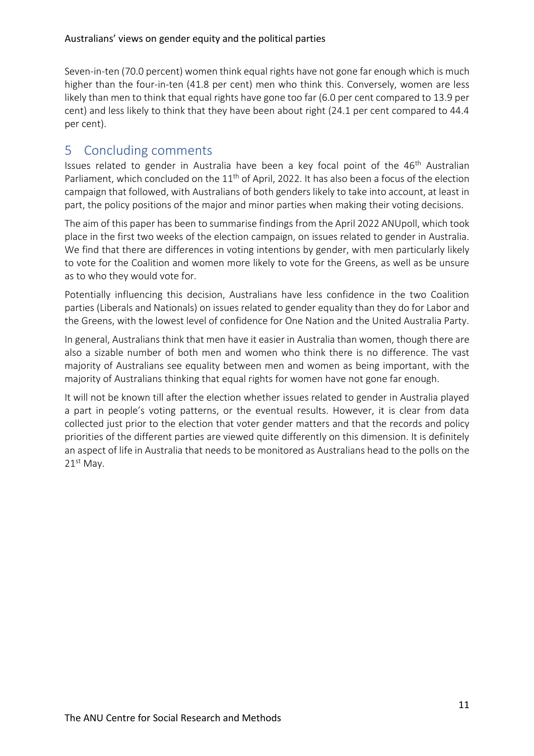Seven-in-ten (70.0 percent) women think equal rights have not gone far enough which is much higher than the four-in-ten (41.8 per cent) men who think this. Conversely, women are less likely than men to think that equal rights have gone too far (6.0 per cent compared to 13.9 per cent) and less likely to think that they have been about right (24.1 per cent compared to 44.4 per cent).

## 5 Concluding comments

Issues related to gender in Australia have been a key focal point of the 46th Australian Parliament, which concluded on the 11th of April, 2022. It has also been a focus of the election campaign that followed, with Australians of both genders likely to take into account, at least in part, the policy positions of the major and minor parties when making their voting decisions.

The aim of this paper has been to summarise findings from the April 2022 ANUpoll, which took place in the first two weeks of the election campaign, on issues related to gender in Australia. We find that there are differences in voting intentions by gender, with men particularly likely to vote for the Coalition and women more likely to vote for the Greens, as well as be unsure as to who they would vote for.

Potentially influencing this decision, Australians have less confidence in the two Coalition parties (Liberals and Nationals) on issues related to gender equality than they do for Labor and the Greens, with the lowest level of confidence for One Nation and the United Australia Party.

In general, Australians think that men have it easier in Australia than women, though there are also a sizable number of both men and women who think there is no difference. The vast majority of Australians see equality between men and women as being important, with the majority of Australians thinking that equal rights for women have not gone far enough.

It will not be known till after the election whether issues related to gender in Australia played a part in people's voting patterns, or the eventual results. However, it is clear from data collected just prior to the election that voter gender matters and that the records and policy priorities of the different parties are viewed quite differently on this dimension. It is definitely an aspect of life in Australia that needs to be monitored as Australians head to the polls on the 21st May.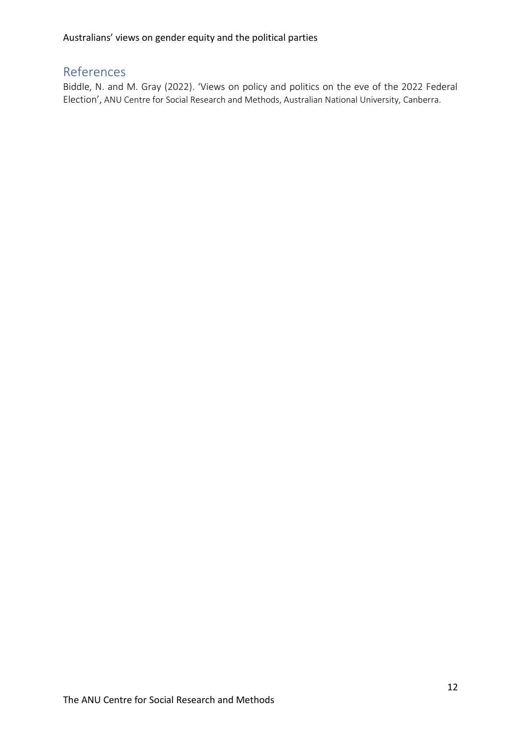## References

Biddle, N. and M. Gray (2022). 'Views on policy and politics on the eve of the 2022 Federal Election', ANU Centre for Social Research and Methods, Australian National University, Canberra.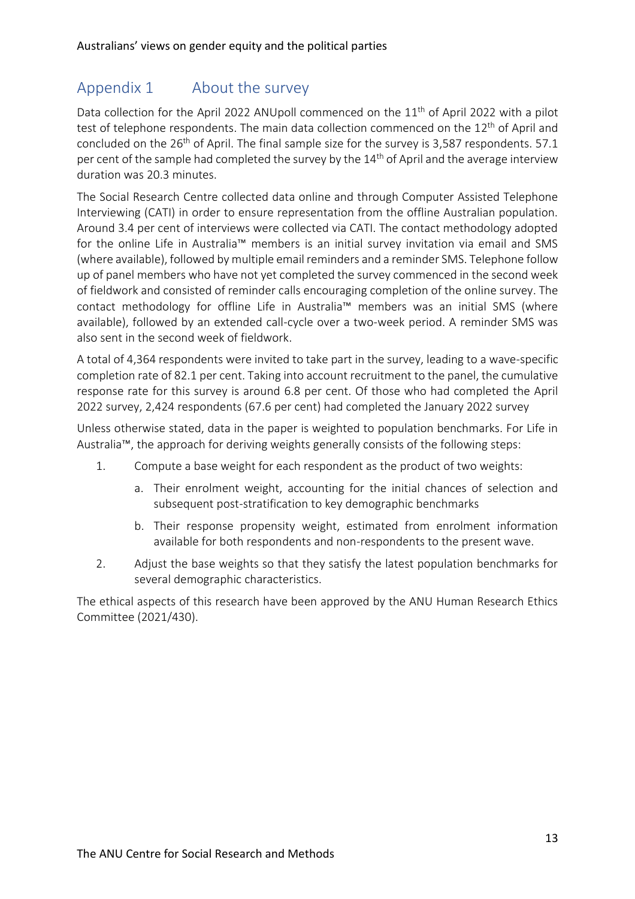## Appendix 1 About the survey

Data collection for the April 2022 ANUpoll commenced on the 11th of April 2022 with a pilot test of telephone respondents. The main data collection commenced on the 12th of April and concluded on the 26th of April. The final sample size for the survey is 3,587 respondents. 57.1 per cent of the sample had completed the survey by the 14th of April and the average interview duration was 20.3 minutes.

The Social Research Centre collected data online and through Computer Assisted Telephone Interviewing (CATI) in order to ensure representation from the offline Australian population. Around 3.4 per cent of interviews were collected via CATI. The contact methodology adopted for the online Life in Australia™ members is an initial survey invitation via email and SMS (where available), followed by multiple email reminders and a reminder SMS. Telephone follow up of panel members who have not yet completed the survey commenced in the second week of fieldwork and consisted of reminder calls encouraging completion of the online survey. The contact methodology for offline Life in Australia™ members was an initial SMS (where available), followed by an extended call-cycle over a two-week period. A reminder SMS was also sent in the second week of fieldwork.

A total of 4,364 respondents were invited to take part in the survey, leading to a wave-specific completion rate of 82.1 per cent. Taking into account recruitment to the panel, the cumulative response rate for this survey is around 6.8 per cent. Of those who had completed the April 2022 survey, 2,424 respondents (67.6 per cent) had completed the January 2022 survey

Unless otherwise stated, data in the paper is weighted to population benchmarks. For Life in Australia™, the approach for deriving weights generally consists of the following steps:

1. Compute a base weight for each respondent as the product of two weights:
   a. Their enrolment weight, accounting for the initial chances of selection and subsequent post-stratification to key demographic benchmarks
   b. Their response propensity weight, estimated from enrolment information available for both respondents and non-respondents to the present wave.
2. Adjust the base weights so that they satisfy the latest population benchmarks for several demographic characteristics.

The ethical aspects of this research have been approved by the ANU Human Research Ethics Committee (2021/430).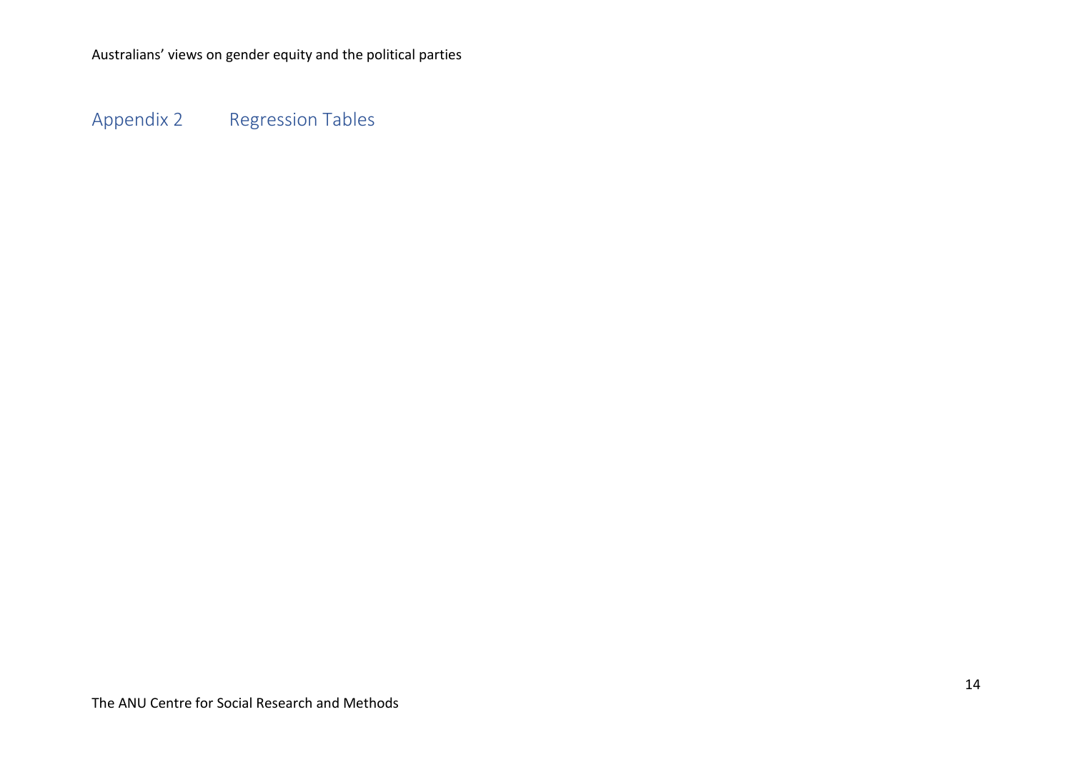## Appendix 2 Regression Tables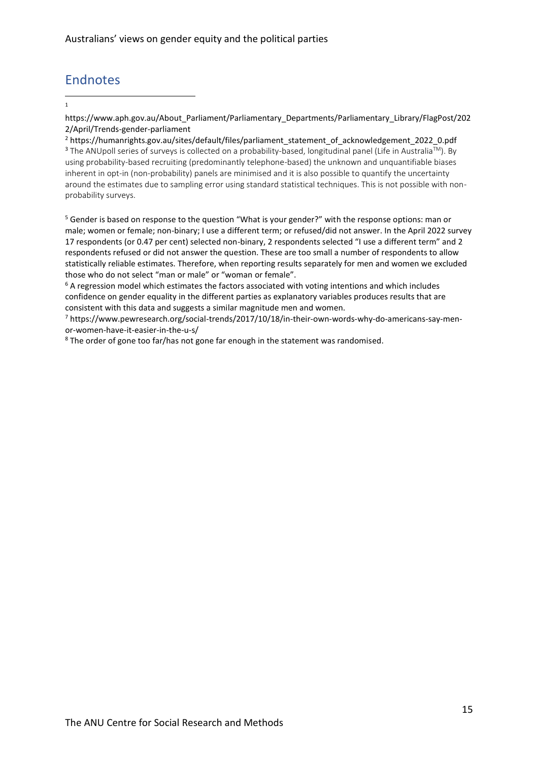## Endnotes

[1] https://www.aph.gov.au/About_Parliament/Parliamentary_Departments/Parliamentary_Library/FlagPost/2022/April/Trends-gender-parliament

[2] https://humanrights.gov.au/sites/default/files/parliament_statement_of_acknowledgement_2022_0.pdf

[3] The ANUpoll series of surveys is collected on a probability-based, longitudinal panel (Life in Australia™). By using probability-based recruiting (predominantly telephone-based) the unknown and unquantifiable biases inherent in opt-in (non-probability) panels are minimised and it is also possible to quantify the uncertainty around the estimates due to sampling error using standard statistical techniques. This is not possible with non-probability surveys.

[5] Gender is based on response to the question "What is your gender?" with the response options: man or male; women or female; non-binary; I use a different term; or refused/did not answer. In the April 2022 survey 17 respondents (or 0.47 per cent) selected non-binary, 2 respondents selected "I use a different term" and 2 respondents refused or did not answer the question. These are too small a number of respondents to allow statistically reliable estimates. Therefore, when reporting results separately for men and women we excluded those who do not select "man or male" or "woman or female".

[6] A regression model which estimates the factors associated with voting intentions and which includes confidence on gender equality in the different parties as explanatory variables produces results that are consistent with this data and suggests a similar magnitude men and women.

[7] https://www.pewresearch.org/social-trends/2017/10/18/in-their-own-words-why-do-americans-say-men-or-women-have-it-easier-in-the-u-s/

[8] The order of gone too far/has not gone far enough in the statement was randomised.